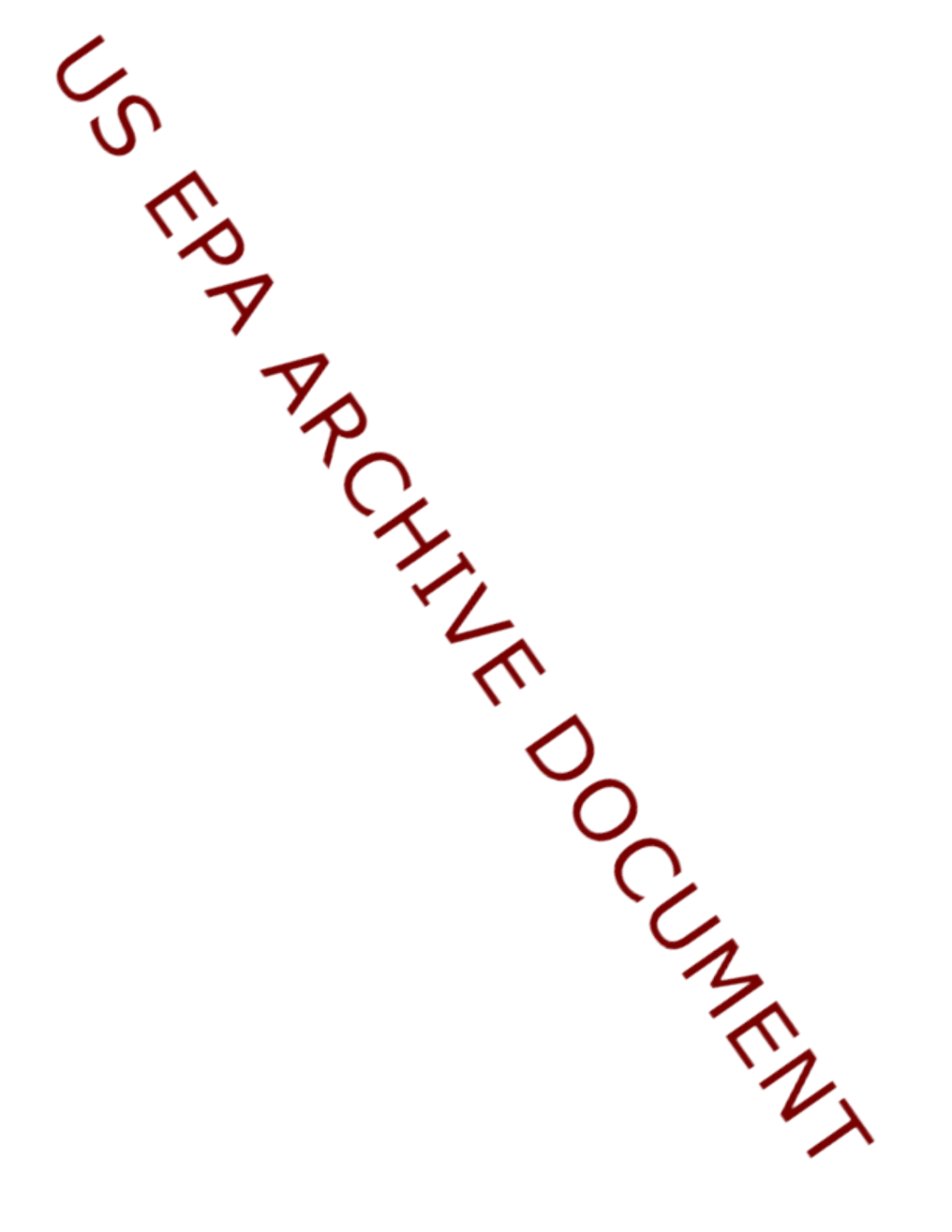US EPA ARCHIVE DOCUMENT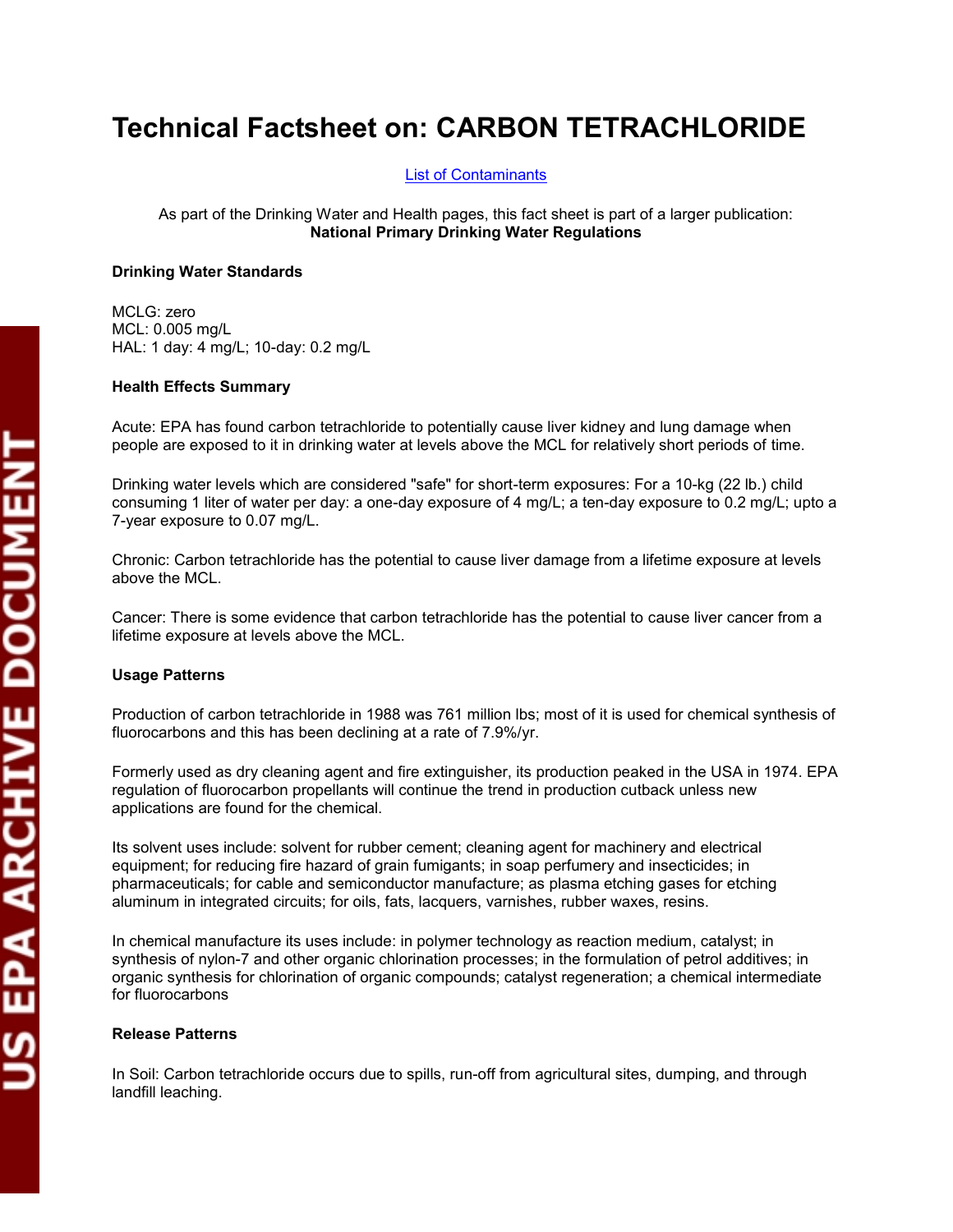# Technical Factsheet on: CARBON TETRACHLORIDE

List of Contaminants

As part of the Drinking Water and Health pages, this fact sheet is part of a larger publication: **National Primary Drinking Water Regulations**

**Drinking Water Standards**

MCLG: zero
MCL: 0.005 mg/L
HAL: 1 day: 4 mg/L; 10-day: 0.2 mg/L

**Health Effects Summary**

Acute: EPA has found carbon tetrachloride to potentially cause liver kidney and lung damage when people are exposed to it in drinking water at levels above the MCL for relatively short periods of time.

Drinking water levels which are considered "safe" for short-term exposures: For a 10-kg (22 lb.) child consuming 1 liter of water per day: a one-day exposure of 4 mg/L; a ten-day exposure to 0.2 mg/L; upto a 7-year exposure to 0.07 mg/L.

Chronic: Carbon tetrachloride has the potential to cause liver damage from a lifetime exposure at levels above the MCL.

Cancer: There is some evidence that carbon tetrachloride has the potential to cause liver cancer from a lifetime exposure at levels above the MCL.

**Usage Patterns**

Production of carbon tetrachloride in 1988 was 761 million lbs; most of it is used for chemical synthesis of fluorocarbons and this has been declining at a rate of 7.9%/yr.

Formerly used as dry cleaning agent and fire extinguisher, its production peaked in the USA in 1974. EPA regulation of fluorocarbon propellants will continue the trend in production cutback unless new applications are found for the chemical.

Its solvent uses include: solvent for rubber cement; cleaning agent for machinery and electrical equipment; for reducing fire hazard of grain fumigants; in soap perfumery and insecticides; in pharmaceuticals; for cable and semiconductor manufacture; as plasma etching gases for etching aluminum in integrated circuits; for oils, fats, lacquers, varnishes, rubber waxes, resins.

In chemical manufacture its uses include: in polymer technology as reaction medium, catalyst; in synthesis of nylon-7 and other organic chlorination processes; in the formulation of petrol additives; in organic synthesis for chlorination of organic compounds; catalyst regeneration; a chemical intermediate for fluorocarbons

**Release Patterns**

In Soil: Carbon tetrachloride occurs due to spills, run-off from agricultural sites, dumping, and through landfill leaching.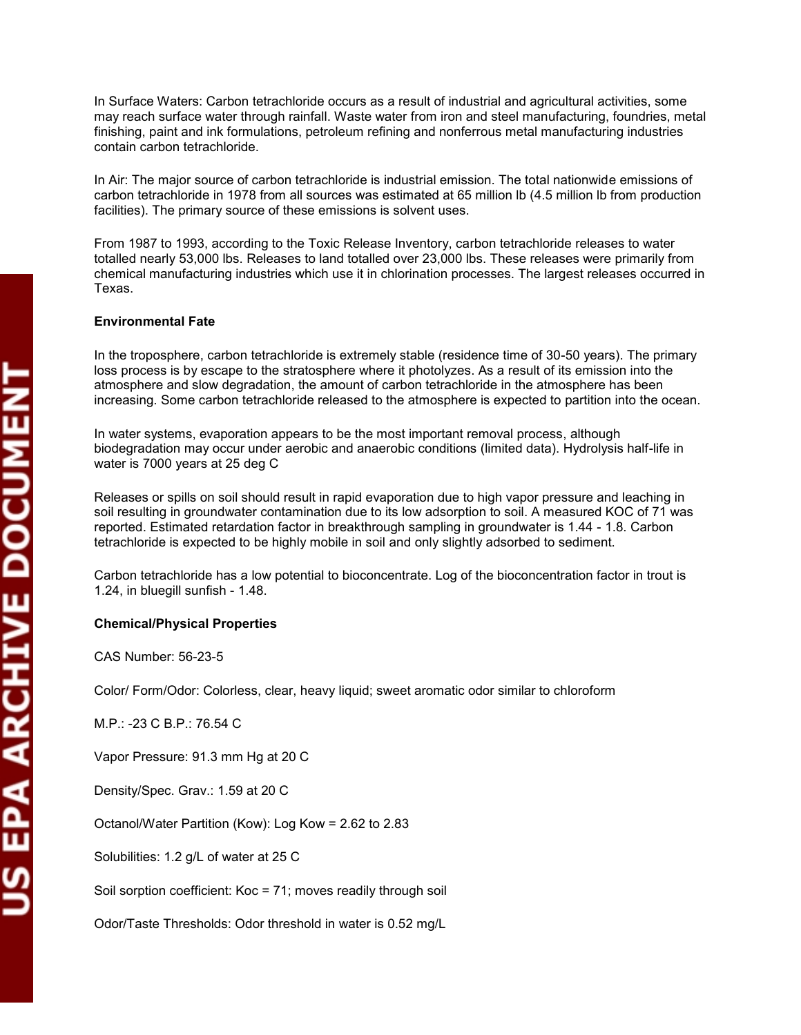In Surface Waters: Carbon tetrachloride occurs as a result of industrial and agricultural activities, some may reach surface water through rainfall. Waste water from iron and steel manufacturing, foundries, metal finishing, paint and ink formulations, petroleum refining and nonferrous metal manufacturing industries contain carbon tetrachloride.

In Air: The major source of carbon tetrachloride is industrial emission. The total nationwide emissions of carbon tetrachloride in 1978 from all sources was estimated at 65 million lb (4.5 million lb from production facilities). The primary source of these emissions is solvent uses.

From 1987 to 1993, according to the Toxic Release Inventory, carbon tetrachloride releases to water totalled nearly 53,000 lbs. Releases to land totalled over 23,000 lbs. These releases were primarily from chemical manufacturing industries which use it in chlorination processes. The largest releases occurred in Texas.

**Environmental Fate**

In the troposphere, carbon tetrachloride is extremely stable (residence time of 30-50 years). The primary loss process is by escape to the stratosphere where it photolyzes. As a result of its emission into the atmosphere and slow degradation, the amount of carbon tetrachloride in the atmosphere has been increasing. Some carbon tetrachloride released to the atmosphere is expected to partition into the ocean.

In water systems, evaporation appears to be the most important removal process, although biodegradation may occur under aerobic and anaerobic conditions (limited data). Hydrolysis half-life in water is 7000 years at 25 deg C

Releases or spills on soil should result in rapid evaporation due to high vapor pressure and leaching in soil resulting in groundwater contamination due to its low adsorption to soil. A measured KOC of 71 was reported. Estimated retardation factor in breakthrough sampling in groundwater is 1.44 - 1.8. Carbon tetrachloride is expected to be highly mobile in soil and only slightly adsorbed to sediment.

Carbon tetrachloride has a low potential to bioconcentrate. Log of the bioconcentration factor in trout is 1.24, in bluegill sunfish - 1.48.

**Chemical/Physical Properties**

CAS Number: 56-23-5

Color/ Form/Odor: Colorless, clear, heavy liquid; sweet aromatic odor similar to chloroform

M.P.: -23 C B.P.: 76.54 C

Vapor Pressure: 91.3 mm Hg at 20 C

Density/Spec. Grav.: 1.59 at 20 C

Octanol/Water Partition (Kow): Log Kow = 2.62 to 2.83

Solubilities: 1.2 g/L of water at 25 C

Soil sorption coefficient: Koc = 71; moves readily through soil

Odor/Taste Thresholds: Odor threshold in water is 0.52 mg/L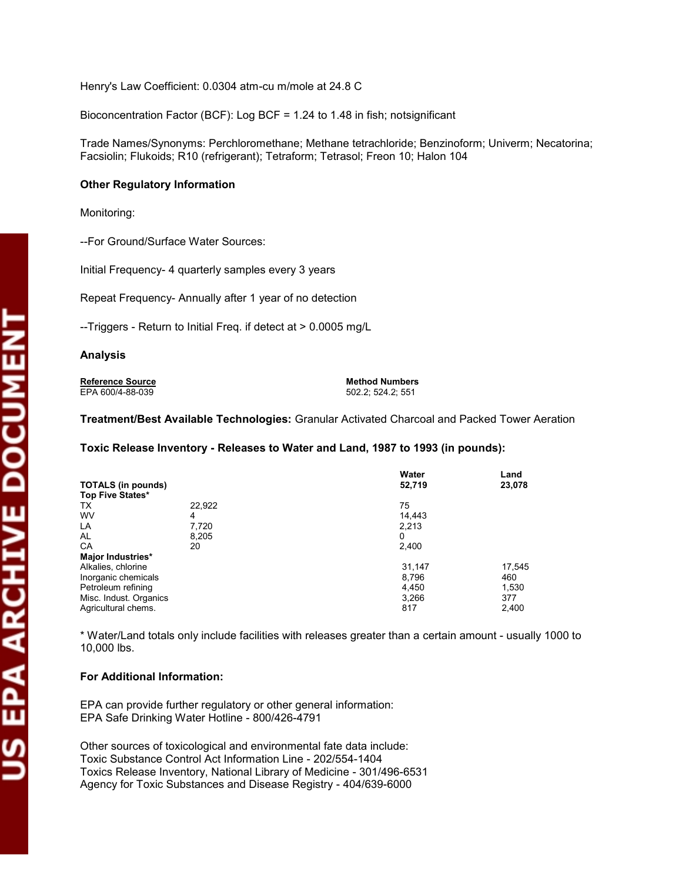Henry's Law Coefficient: 0.0304 atm-cu m/mole at 24.8 C

Bioconcentration Factor (BCF): Log BCF = 1.24 to 1.48 in fish; notsignificant

Trade Names/Synonyms: Perchloromethane; Methane tetrachloride; Benzinoform; Univerm; Necatorina; Facsiolin; Flukoids; R10 (refrigerant); Tetraform; Tetrasol; Freon 10; Halon 104

**Other Regulatory Information**

Monitoring:

--For Ground/Surface Water Sources:

Initial Frequency- 4 quarterly samples every 3 years

Repeat Frequency- Annually after 1 year of no detection

--Triggers - Return to Initial Freq. if detect at > 0.0005 mg/L

**Analysis**

| Reference Source | Method Numbers |
|---|---|
| EPA 600/4-88-039 | 502.2; 524.2; 551 |

**Treatment/Best Available Technologies:** Granular Activated Charcoal and Packed Tower Aeration

**Toxic Release Inventory - Releases to Water and Land, 1987 to 1993 (in pounds):**

| | | Water | Land |
|---|---|---|---|
| **TOTALS (in pounds)** | | **52,719** | **23,078** |
| **Top Five States*** | | | |
| TX | 22,922 | 75 | |
| WV | 4 | 14,443 | |
| LA | 7,720 | 2,213 | |
| AL | 8,205 | 0 | |
| CA | 20 | 2,400 | |
| **Major Industries*** | | | |
| Alkalies, chlorine | | 31,147 | 17,545 |
| Inorganic chemicals | | 8,796 | 460 |
| Petroleum refining | | 4,450 | 1,530 |
| Misc. Indust. Organics | | 3,266 | 377 |
| Agricultural chems. | | 817 | 2,400 |

* Water/Land totals only include facilities with releases greater than a certain amount - usually 1000 to 10,000 lbs.

**For Additional Information:**

EPA can provide further regulatory or other general information:
EPA Safe Drinking Water Hotline - 800/426-4791

Other sources of toxicological and environmental fate data include:
Toxic Substance Control Act Information Line - 202/554-1404
Toxics Release Inventory, National Library of Medicine - 301/496-6531
Agency for Toxic Substances and Disease Registry - 404/639-6000